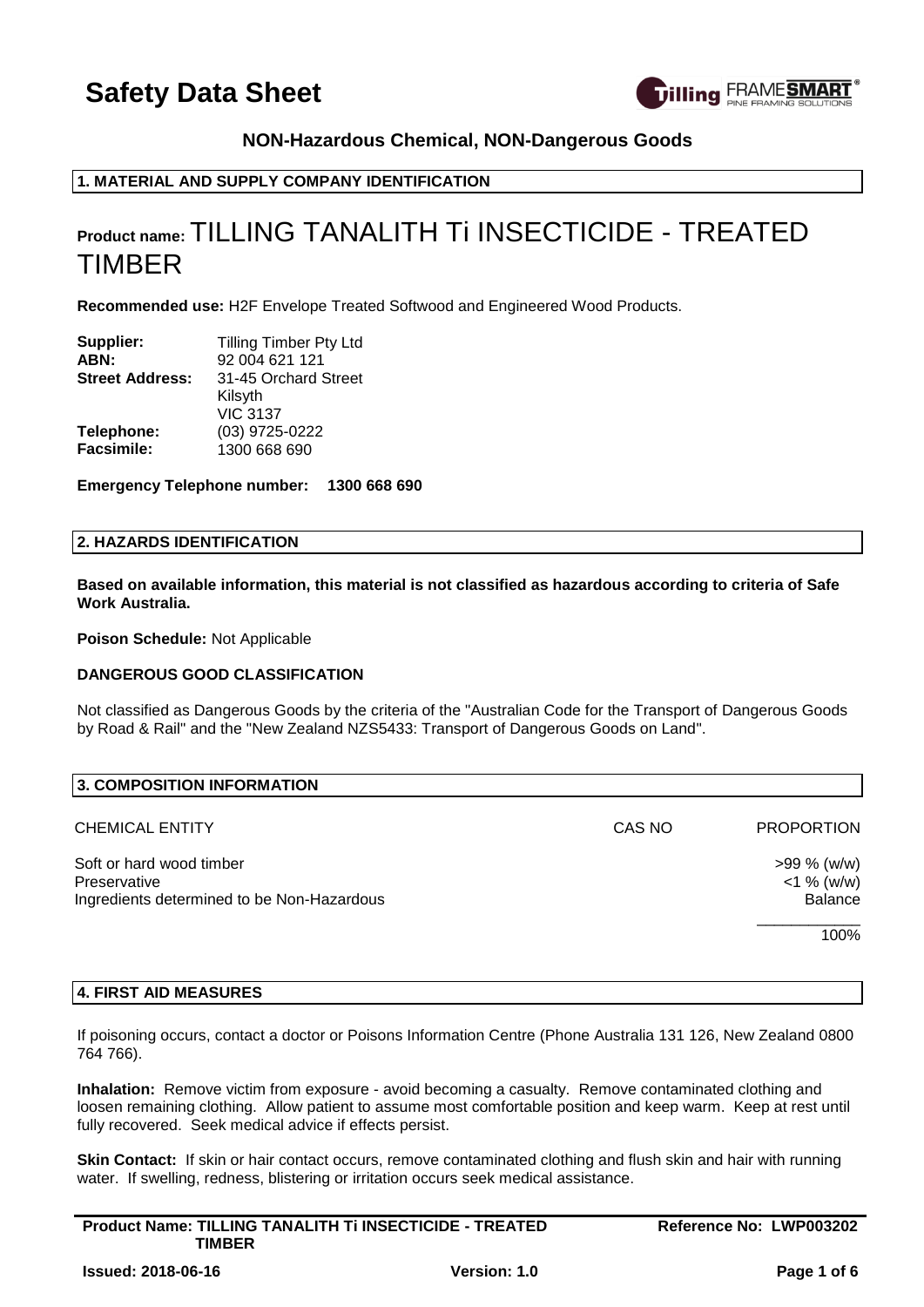# Safety Data Sheet

**NON-Hazardous Chemical, NON-Dangerous Goods**

## 1. MATERIAL AND SUPPLY COMPANY IDENTIFICATION

# Product name: TILLING TANALITH Ti INSECTICIDE - TREATED TIMBER

**Recommended use:** H2F Envelope Treated Softwood and Engineered Wood Products.

**Supplier:** Tilling Timber Pty Ltd
**ABN:** 92 004 621 121
**Street Address:** 31-45 Orchard Street
Kilsyth
VIC 3137
**Telephone:** (03) 9725-0222
**Facsimile:** 1300 668 690

**Emergency Telephone number: 1300 668 690**

## 2. HAZARDS IDENTIFICATION

**Based on available information, this material is not classified as hazardous according to criteria of Safe Work Australia.**

**Poison Schedule:** Not Applicable

**DANGEROUS GOOD CLASSIFICATION**

Not classified as Dangerous Goods by the criteria of the "Australian Code for the Transport of Dangerous Goods by Road & Rail" and the "New Zealand NZS5433: Transport of Dangerous Goods on Land".

## 3. COMPOSITION INFORMATION

| CHEMICAL ENTITY | CAS NO | PROPORTION |
|---|---|---|
| Soft or hard wood timber | | >99 % (w/w) |
| Preservative | | <1 % (w/w) |
| Ingredients determined to be Non-Hazardous | | Balance |
| | | 100% |

## 4. FIRST AID MEASURES

If poisoning occurs, contact a doctor or Poisons Information Centre (Phone Australia 131 126, New Zealand 0800 764 766).

**Inhalation:** Remove victim from exposure - avoid becoming a casualty. Remove contaminated clothing and loosen remaining clothing. Allow patient to assume most comfortable position and keep warm. Keep at rest until fully recovered. Seek medical advice if effects persist.

**Skin Contact:** If skin or hair contact occurs, remove contaminated clothing and flush skin and hair with running water. If swelling, redness, blistering or irritation occurs seek medical assistance.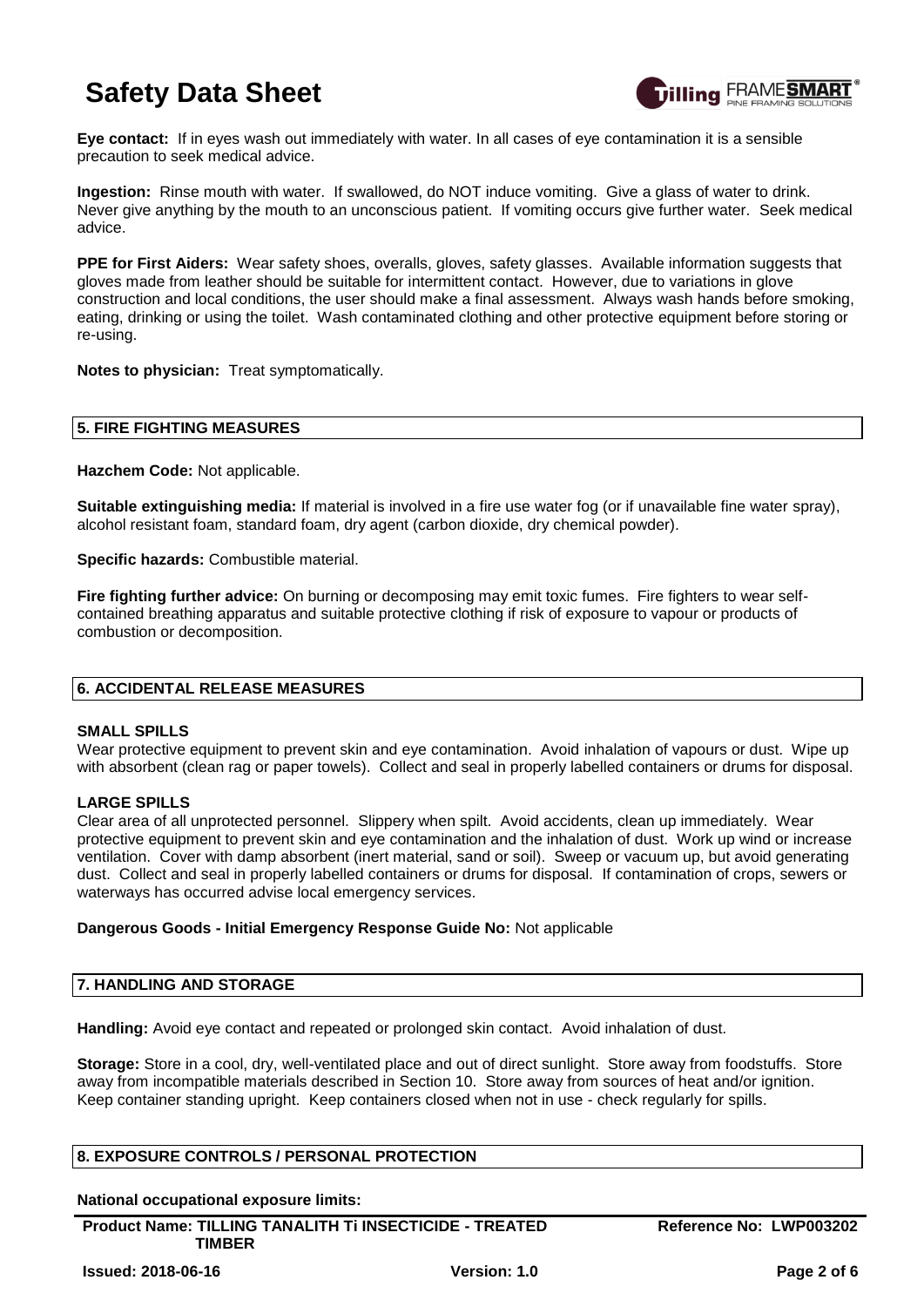**Eye contact:** If in eyes wash out immediately with water. In all cases of eye contamination it is a sensible precaution to seek medical advice.

**Ingestion:** Rinse mouth with water. If swallowed, do NOT induce vomiting. Give a glass of water to drink. Never give anything by the mouth to an unconscious patient. If vomiting occurs give further water. Seek medical advice.

**PPE for First Aiders:** Wear safety shoes, overalls, gloves, safety glasses. Available information suggests that gloves made from leather should be suitable for intermittent contact. However, due to variations in glove construction and local conditions, the user should make a final assessment. Always wash hands before smoking, eating, drinking or using the toilet. Wash contaminated clothing and other protective equipment before storing or re-using.

**Notes to physician:** Treat symptomatically.

## 5. FIRE FIGHTING MEASURES

**Hazchem Code:** Not applicable.

**Suitable extinguishing media:** If material is involved in a fire use water fog (or if unavailable fine water spray), alcohol resistant foam, standard foam, dry agent (carbon dioxide, dry chemical powder).

**Specific hazards:** Combustible material.

**Fire fighting further advice:** On burning or decomposing may emit toxic fumes. Fire fighters to wear self-contained breathing apparatus and suitable protective clothing if risk of exposure to vapour or products of combustion or decomposition.

## 6. ACCIDENTAL RELEASE MEASURES

**SMALL SPILLS**

Wear protective equipment to prevent skin and eye contamination. Avoid inhalation of vapours or dust. Wipe up with absorbent (clean rag or paper towels). Collect and seal in properly labelled containers or drums for disposal.

**LARGE SPILLS**

Clear area of all unprotected personnel. Slippery when spilt. Avoid accidents, clean up immediately. Wear protective equipment to prevent skin and eye contamination and the inhalation of dust. Work up wind or increase ventilation. Cover with damp absorbent (inert material, sand or soil). Sweep or vacuum up, but avoid generating dust. Collect and seal in properly labelled containers or drums for disposal. If contamination of crops, sewers or waterways has occurred advise local emergency services.

**Dangerous Goods - Initial Emergency Response Guide No:** Not applicable

## 7. HANDLING AND STORAGE

**Handling:** Avoid eye contact and repeated or prolonged skin contact. Avoid inhalation of dust.

**Storage:** Store in a cool, dry, well-ventilated place and out of direct sunlight. Store away from foodstuffs. Store away from incompatible materials described in Section 10. Store away from sources of heat and/or ignition. Keep container standing upright. Keep containers closed when not in use - check regularly for spills.

## 8. EXPOSURE CONTROLS / PERSONAL PROTECTION

**National occupational exposure limits:**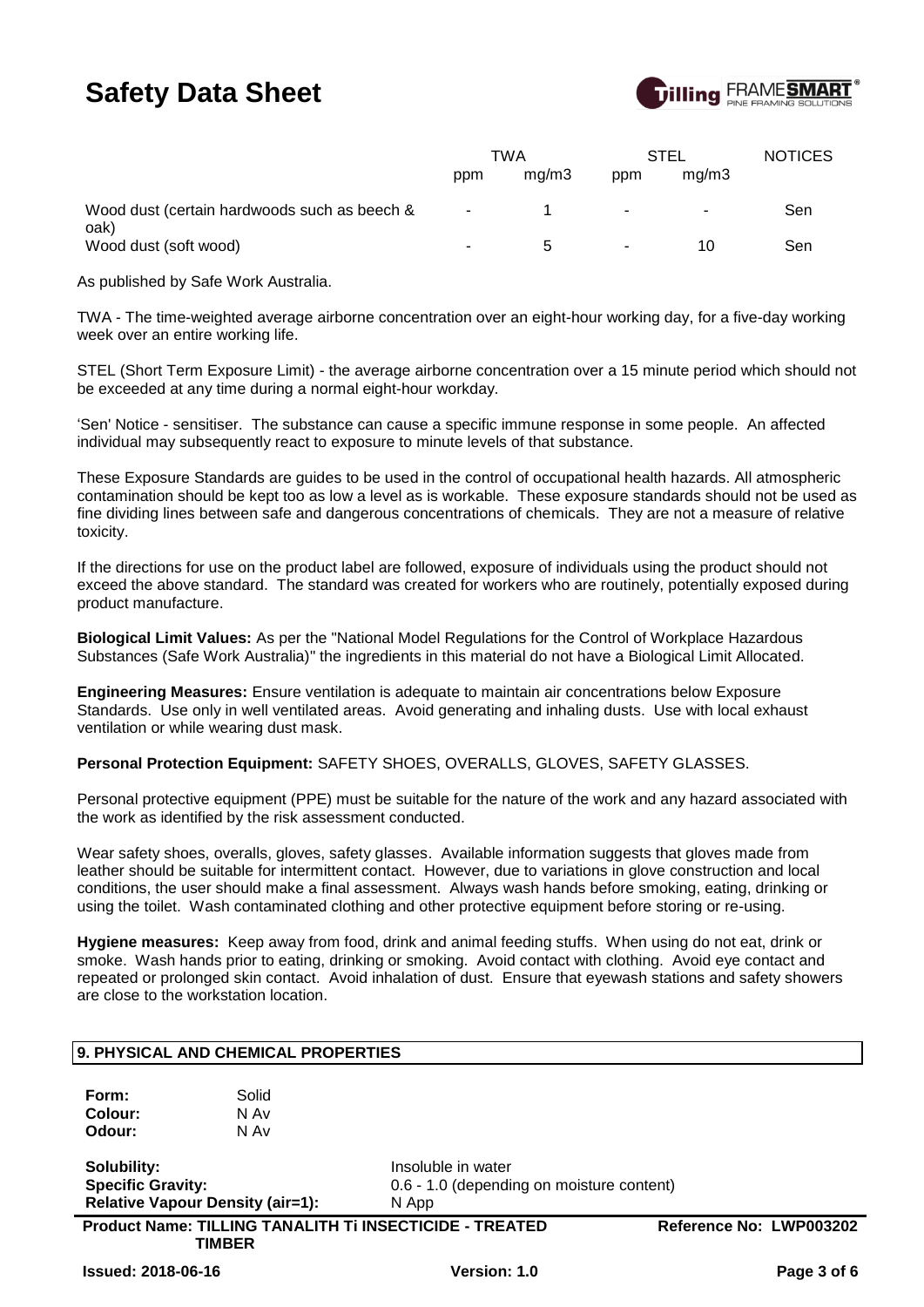| | TWA | | STEL | | NOTICES |
|---|---|---|---|---|---|
| | ppm | mg/m3 | ppm | mg/m3 | |
| Wood dust (certain hardwoods such as beech & oak) | - | 1 | - | - | Sen |
| Wood dust (soft wood) | - | 5 | - | 10 | Sen |

As published by Safe Work Australia.

TWA - The time-weighted average airborne concentration over an eight-hour working day, for a five-day working week over an entire working life.

STEL (Short Term Exposure Limit) - the average airborne concentration over a 15 minute period which should not be exceeded at any time during a normal eight-hour workday.

'Sen' Notice - sensitiser. The substance can cause a specific immune response in some people. An affected individual may subsequently react to exposure to minute levels of that substance.

These Exposure Standards are guides to be used in the control of occupational health hazards. All atmospheric contamination should be kept too as low a level as is workable. These exposure standards should not be used as fine dividing lines between safe and dangerous concentrations of chemicals. They are not a measure of relative toxicity.

If the directions for use on the product label are followed, exposure of individuals using the product should not exceed the above standard. The standard was created for workers who are routinely, potentially exposed during product manufacture.

**Biological Limit Values:** As per the "National Model Regulations for the Control of Workplace Hazardous Substances (Safe Work Australia)" the ingredients in this material do not have a Biological Limit Allocated.

**Engineering Measures:** Ensure ventilation is adequate to maintain air concentrations below Exposure Standards. Use only in well ventilated areas. Avoid generating and inhaling dusts. Use with local exhaust ventilation or while wearing dust mask.

**Personal Protection Equipment:** SAFETY SHOES, OVERALLS, GLOVES, SAFETY GLASSES.

Personal protective equipment (PPE) must be suitable for the nature of the work and any hazard associated with the work as identified by the risk assessment conducted.

Wear safety shoes, overalls, gloves, safety glasses. Available information suggests that gloves made from leather should be suitable for intermittent contact. However, due to variations in glove construction and local conditions, the user should make a final assessment. Always wash hands before smoking, eating, drinking or using the toilet. Wash contaminated clothing and other protective equipment before storing or re-using.

**Hygiene measures:** Keep away from food, drink and animal feeding stuffs. When using do not eat, drink or smoke. Wash hands prior to eating, drinking or smoking. Avoid contact with clothing. Avoid eye contact and repeated or prolonged skin contact. Avoid inhalation of dust. Ensure that eyewash stations and safety showers are close to the workstation location.

## 9. PHYSICAL AND CHEMICAL PROPERTIES

**Form:** Solid
**Colour:** N Av
**Odour:** N Av

**Solubility:** Insoluble in water
**Specific Gravity:** 0.6 - 1.0 (depending on moisture content)
**Relative Vapour Density (air=1):** N App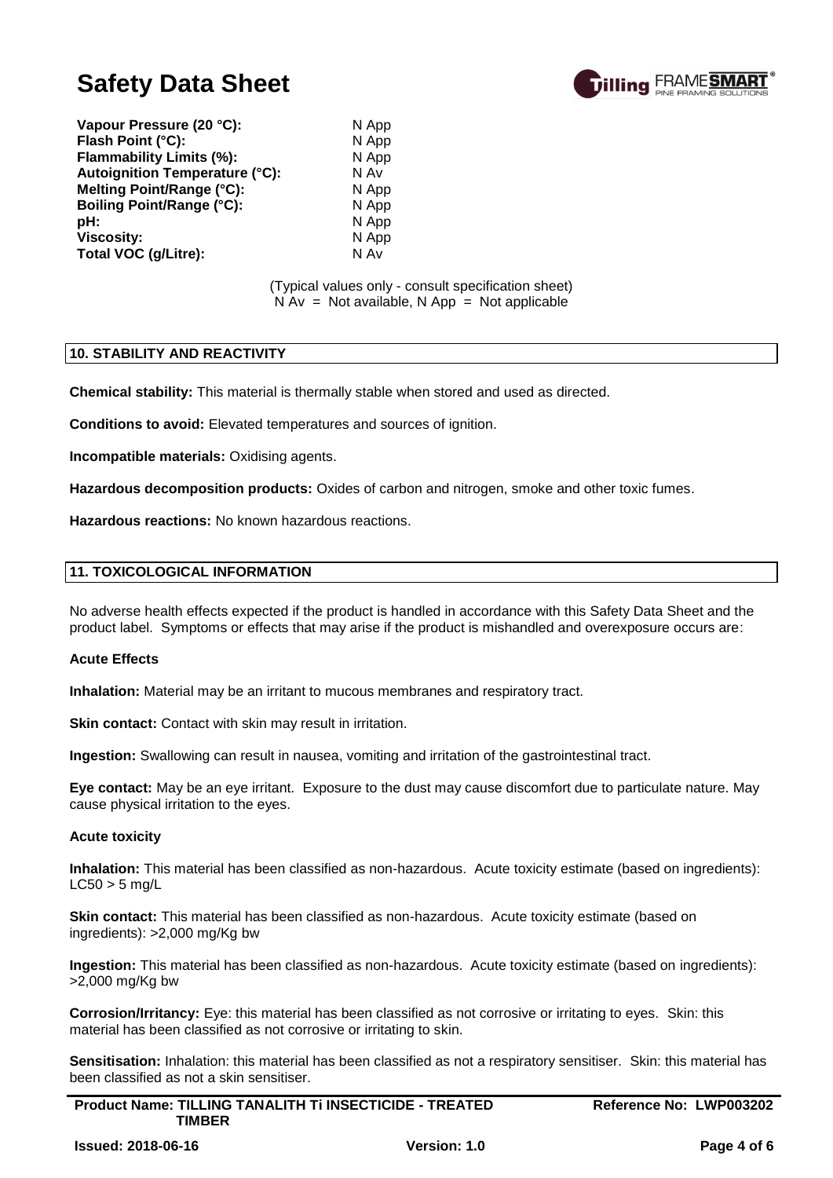| | |
|---|---|
| **Vapour Pressure (20 °C):** | N App |
| **Flash Point (°C):** | N App |
| **Flammability Limits (%):** | N App |
| **Autoignition Temperature (°C):** | N Av |
| **Melting Point/Range (°C):** | N App |
| **Boiling Point/Range (°C):** | N App |
| **pH:** | N App |
| **Viscosity:** | N App |
| **Total VOC (g/Litre):** | N Av |

(Typical values only - consult specification sheet)
N Av = Not available, N App = Not applicable

## 10. STABILITY AND REACTIVITY

**Chemical stability:** This material is thermally stable when stored and used as directed.

**Conditions to avoid:** Elevated temperatures and sources of ignition.

**Incompatible materials:** Oxidising agents.

**Hazardous decomposition products:** Oxides of carbon and nitrogen, smoke and other toxic fumes.

**Hazardous reactions:** No known hazardous reactions.

## 11. TOXICOLOGICAL INFORMATION

No adverse health effects expected if the product is handled in accordance with this Safety Data Sheet and the product label. Symptoms or effects that may arise if the product is mishandled and overexposure occurs are:

**Acute Effects**

**Inhalation:** Material may be an irritant to mucous membranes and respiratory tract.

**Skin contact:** Contact with skin may result in irritation.

**Ingestion:** Swallowing can result in nausea, vomiting and irritation of the gastrointestinal tract.

**Eye contact:** May be an eye irritant. Exposure to the dust may cause discomfort due to particulate nature. May cause physical irritation to the eyes.

**Acute toxicity**

**Inhalation:** This material has been classified as non-hazardous. Acute toxicity estimate (based on ingredients): $LC50 > 5$ mg/L

**Skin contact:** This material has been classified as non-hazardous. Acute toxicity estimate (based on ingredients): >2,000 mg/Kg bw

**Ingestion:** This material has been classified as non-hazardous. Acute toxicity estimate (based on ingredients): >2,000 mg/Kg bw

**Corrosion/Irritancy:** Eye: this material has been classified as not corrosive or irritating to eyes. Skin: this material has been classified as not corrosive or irritating to skin.

**Sensitisation:** Inhalation: this material has been classified as not a respiratory sensitiser. Skin: this material has been classified as not a skin sensitiser.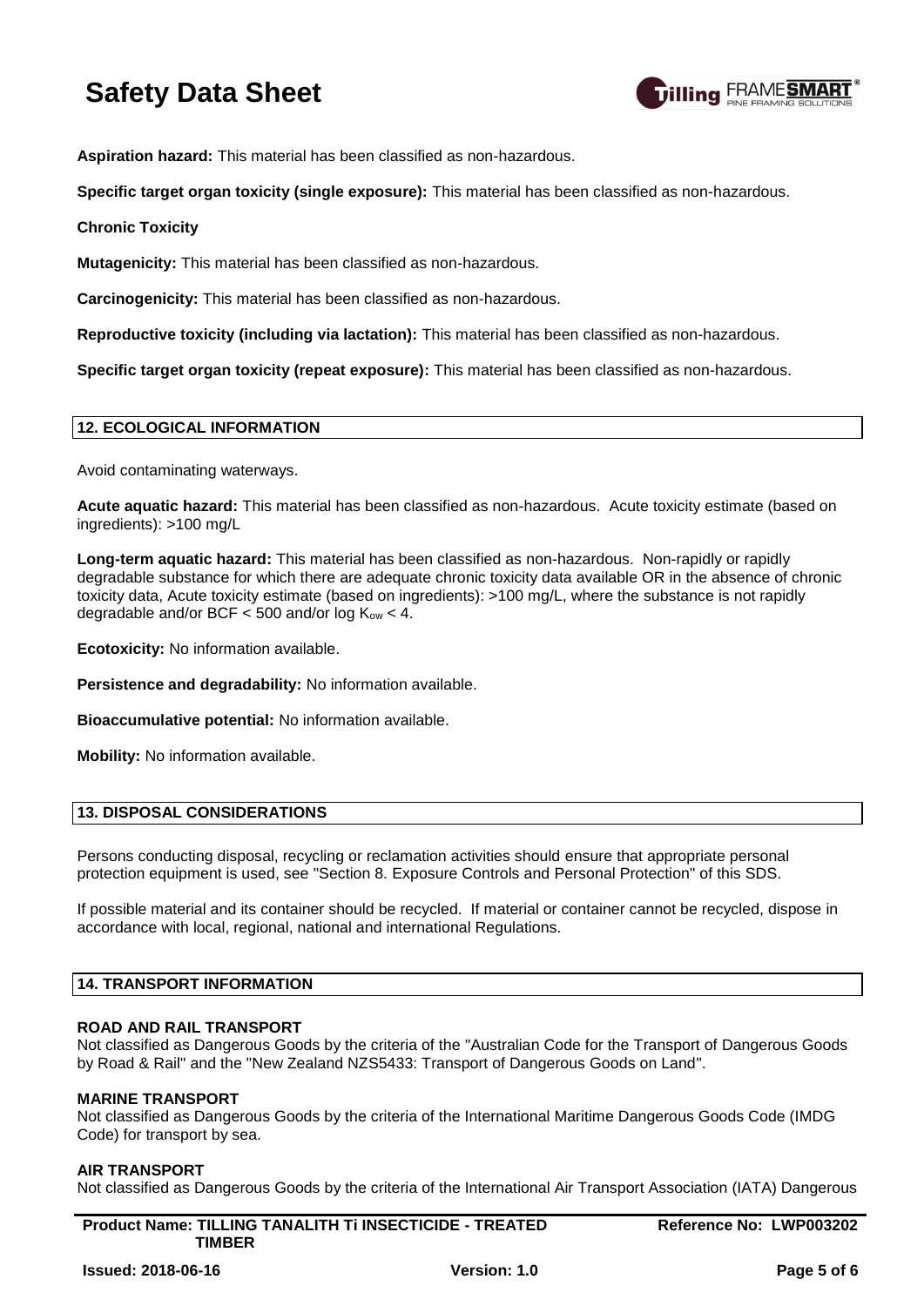**Aspiration hazard:** This material has been classified as non-hazardous.

**Specific target organ toxicity (single exposure):** This material has been classified as non-hazardous.

**Chronic Toxicity**

**Mutagenicity:** This material has been classified as non-hazardous.

**Carcinogenicity:** This material has been classified as non-hazardous.

**Reproductive toxicity (including via lactation):** This material has been classified as non-hazardous.

**Specific target organ toxicity (repeat exposure):** This material has been classified as non-hazardous.

## 12. ECOLOGICAL INFORMATION

Avoid contaminating waterways.

**Acute aquatic hazard:** This material has been classified as non-hazardous. Acute toxicity estimate (based on ingredients): >100 mg/L

**Long-term aquatic hazard:** This material has been classified as non-hazardous. Non-rapidly or rapidly degradable substance for which there are adequate chronic toxicity data available OR in the absence of chronic toxicity data, Acute toxicity estimate (based on ingredients): >100 mg/L, where the substance is not rapidly degradable and/or BCF < 500 and/or log $K_{ow}$ < 4.

**Ecotoxicity:** No information available.

**Persistence and degradability:** No information available.

**Bioaccumulative potential:** No information available.

**Mobility:** No information available.

## 13. DISPOSAL CONSIDERATIONS

Persons conducting disposal, recycling or reclamation activities should ensure that appropriate personal protection equipment is used, see "Section 8. Exposure Controls and Personal Protection" of this SDS.

If possible material and its container should be recycled. If material or container cannot be recycled, dispose in accordance with local, regional, national and international Regulations.

## 14. TRANSPORT INFORMATION

**ROAD AND RAIL TRANSPORT**
Not classified as Dangerous Goods by the criteria of the "Australian Code for the Transport of Dangerous Goods by Road & Rail" and the "New Zealand NZS5433: Transport of Dangerous Goods on Land".

**MARINE TRANSPORT**
Not classified as Dangerous Goods by the criteria of the International Maritime Dangerous Goods Code (IMDG Code) for transport by sea.

**AIR TRANSPORT**
Not classified as Dangerous Goods by the criteria of the International Air Transport Association (IATA) Dangerous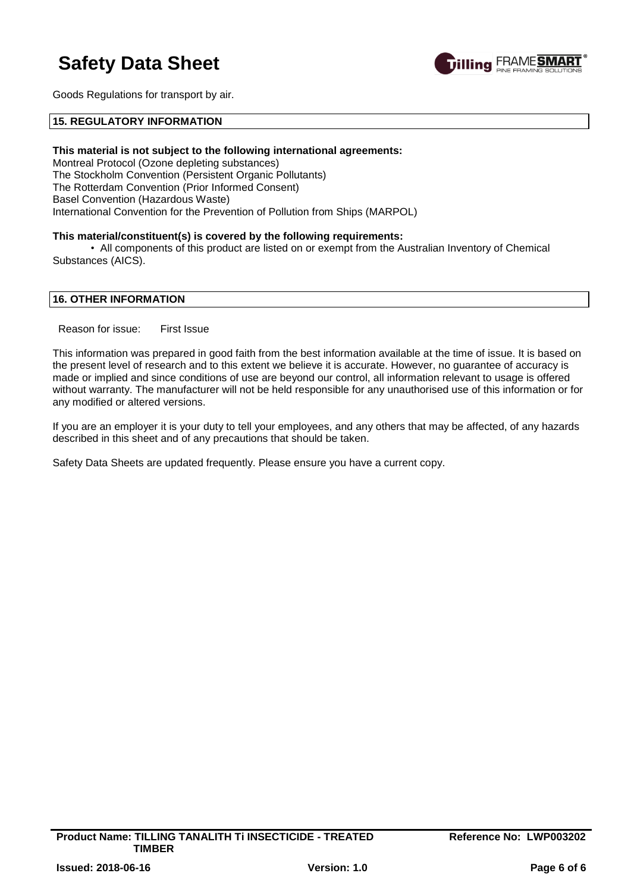Goods Regulations for transport by air.

## 15. REGULATORY INFORMATION

**This material is not subject to the following international agreements:**

Montreal Protocol (Ozone depleting substances)
The Stockholm Convention (Persistent Organic Pollutants)
The Rotterdam Convention (Prior Informed Consent)
Basel Convention (Hazardous Waste)
International Convention for the Prevention of Pollution from Ships (MARPOL)

**This material/constituent(s) is covered by the following requirements:**

• All components of this product are listed on or exempt from the Australian Inventory of Chemical Substances (AICS).

## 16. OTHER INFORMATION

Reason for issue: First Issue

This information was prepared in good faith from the best information available at the time of issue. It is based on the present level of research and to this extent we believe it is accurate. However, no guarantee of accuracy is made or implied and since conditions of use are beyond our control, all information relevant to usage is offered without warranty. The manufacturer will not be held responsible for any unauthorised use of this information or for any modified or altered versions.

If you are an employer it is your duty to tell your employees, and any others that may be affected, of any hazards described in this sheet and of any precautions that should be taken.

Safety Data Sheets are updated frequently. Please ensure you have a current copy.